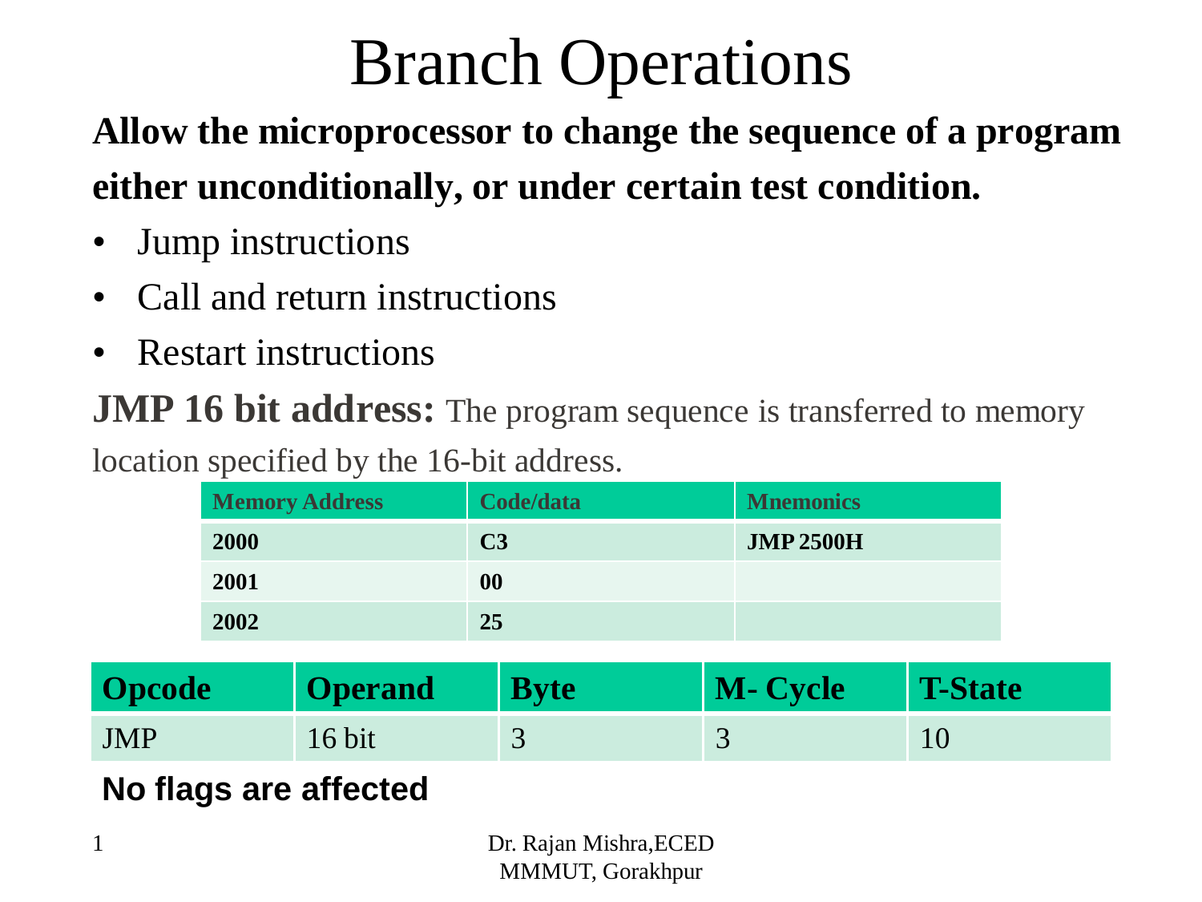# Branch Operations

**Allow the microprocessor to change the sequence of a program either unconditionally, or under certain test condition.**

- Jump instructions
- Call and return instructions
- Restart instructions

**JMP 16 bit address:** The program sequence is transferred to memory location specified by the 16-bit address.

| Memory Address | Code/data | Mnemonics |
|---|---|---|
| **2000** | **C3** | **JMP 2500H** |
| **2001** | **00** | |
| **2002** | **25** | |

| Opcode | Operand | Byte | M- Cycle | T-State |
|---|---|---|---|---|
| JMP | 16 bit | 3 | 3 | 10 |

**No flags are affected**

Dr. Rajan Mishra,ECED
MMMUT, Gorakhpur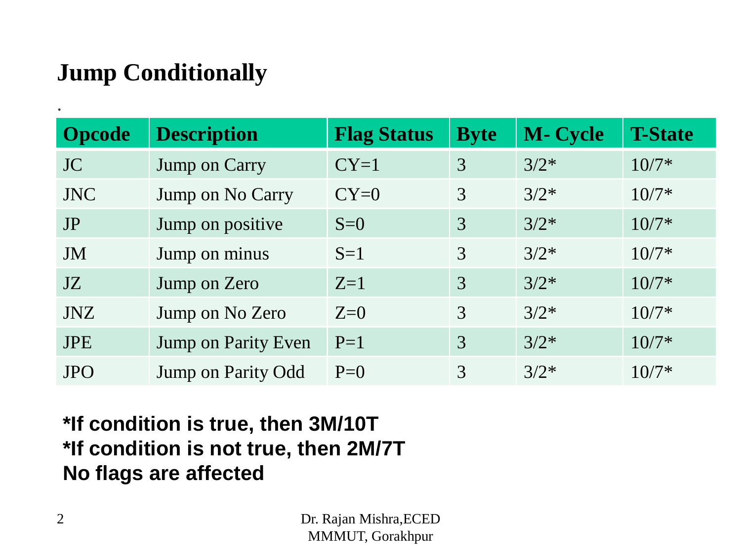# Jump Conditionally

.

| Opcode | Description | Flag Status | Byte | M- Cycle | T-State |
|---|---|---|---|---|---|
| JC | Jump on Carry | CY=1 | 3 | 3/2* | 10/7* |
| JNC | Jump on No Carry | CY=0 | 3 | 3/2* | 10/7* |
| JP | Jump on positive | S=0 | 3 | 3/2* | 10/7* |
| JM | Jump on minus | S=1 | 3 | 3/2* | 10/7* |
| JZ | Jump on Zero | Z=1 | 3 | 3/2* | 10/7* |
| JNZ | Jump on No Zero | Z=0 | 3 | 3/2* | 10/7* |
| JPE | Jump on Parity Even | P=1 | 3 | 3/2* | 10/7* |
| JPO | Jump on Parity Odd | P=0 | 3 | 3/2* | 10/7* |

**\*If condition is true, then 3M/10T**
**\*If condition is not true, then 2M/7T**
**No flags are affected**

Dr. Rajan Mishra,ECED
MMMUT, Gorakhpur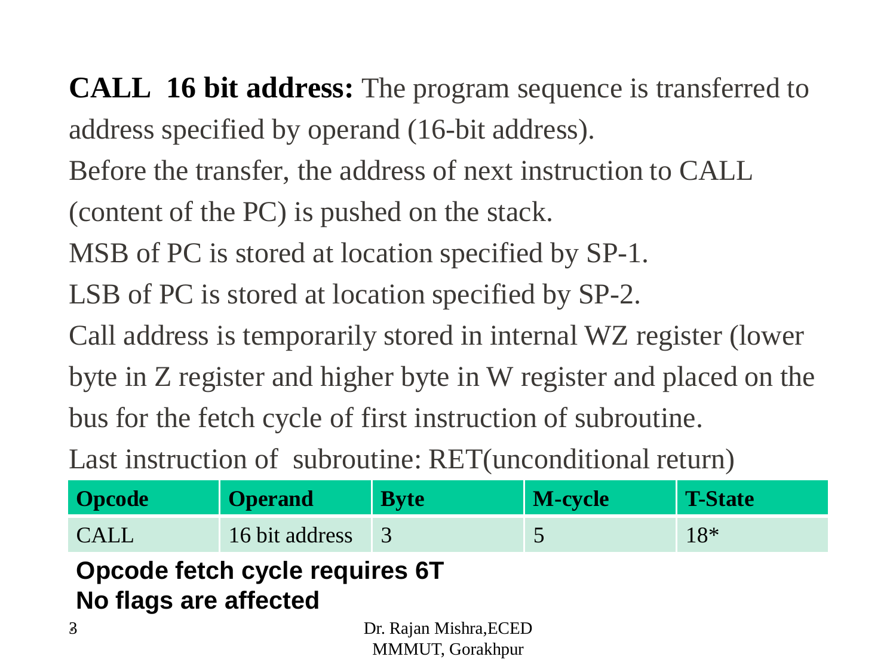**CALL 16 bit address:** The program sequence is transferred to address specified by operand (16-bit address).

Before the transfer, the address of next instruction to CALL (content of the PC) is pushed on the stack.

MSB of PC is stored at location specified by SP-1.

LSB of PC is stored at location specified by SP-2.

Call address is temporarily stored in internal WZ register (lower byte in Z register and higher byte in W register and placed on the bus for the fetch cycle of first instruction of subroutine.

Last instruction of subroutine: RET(unconditional return)

| Opcode | Operand | Byte | M-cycle | T-State |
|---|---|---|---|---|
| CALL | 16 bit address | 3 | 5 | 18* |

**Opcode fetch cycle requires 6T**
**No flags are affected**

Dr. Rajan Mishra,ECED
MMMUT, Gorakhpur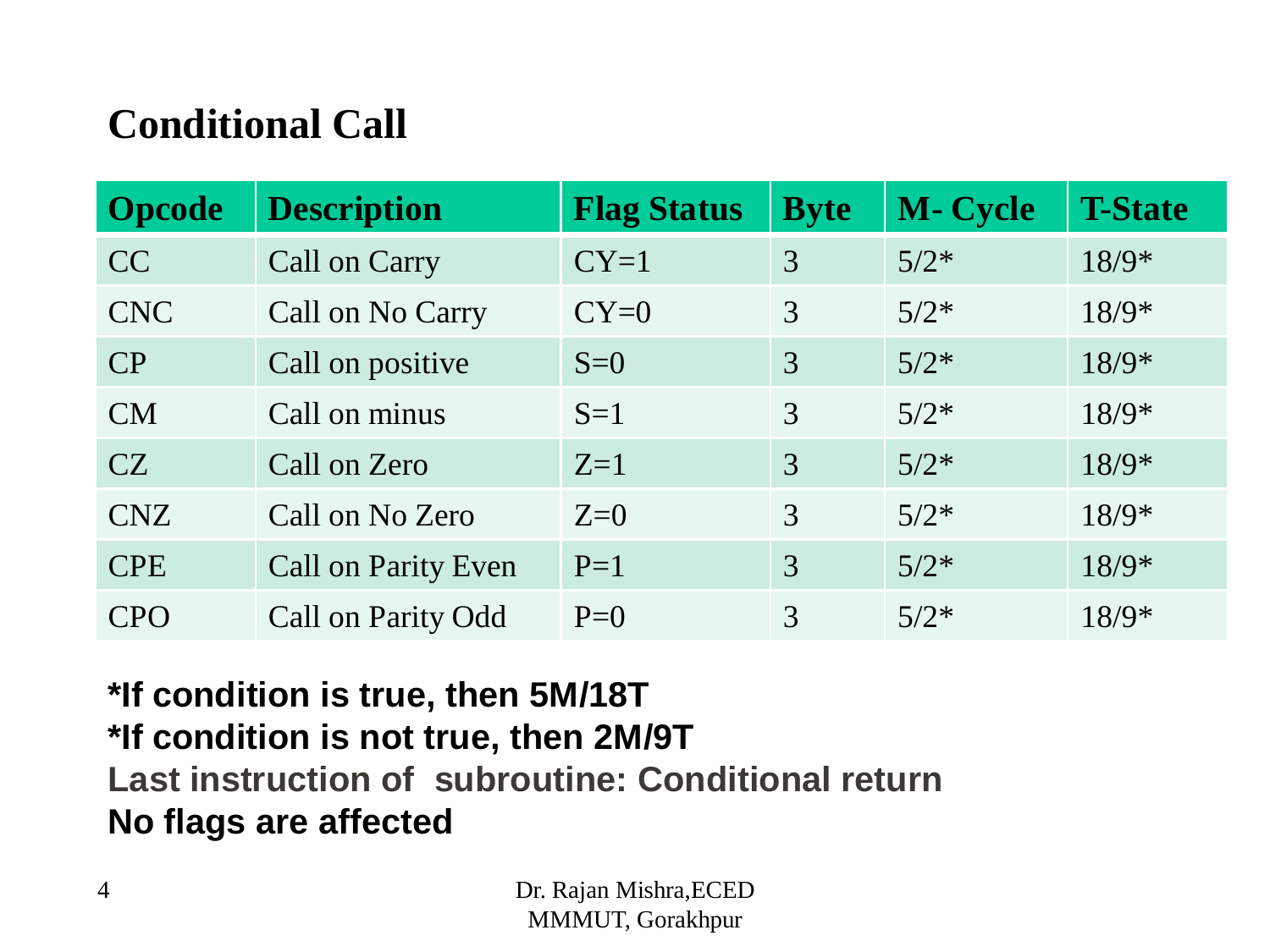## Conditional Call

| Opcode | Description | Flag Status | Byte | M- Cycle | T-State |
|---|---|---|---|---|---|
| CC | Call on Carry | CY=1 | 3 | 5/2* | 18/9* |
| CNC | Call on No Carry | CY=0 | 3 | 5/2* | 18/9* |
| CP | Call on positive | S=0 | 3 | 5/2* | 18/9* |
| CM | Call on minus | S=1 | 3 | 5/2* | 18/9* |
| CZ | Call on Zero | Z=1 | 3 | 5/2* | 18/9* |
| CNZ | Call on No Zero | Z=0 | 3 | 5/2* | 18/9* |
| CPE | Call on Parity Even | P=1 | 3 | 5/2* | 18/9* |
| CPO | Call on Parity Odd | P=0 | 3 | 5/2* | 18/9* |

**\*If condition is true, then 5M/18T**
**\*If condition is not true, then 2M/9T**
**Last instruction of subroutine: Conditional return**
**No flags are affected**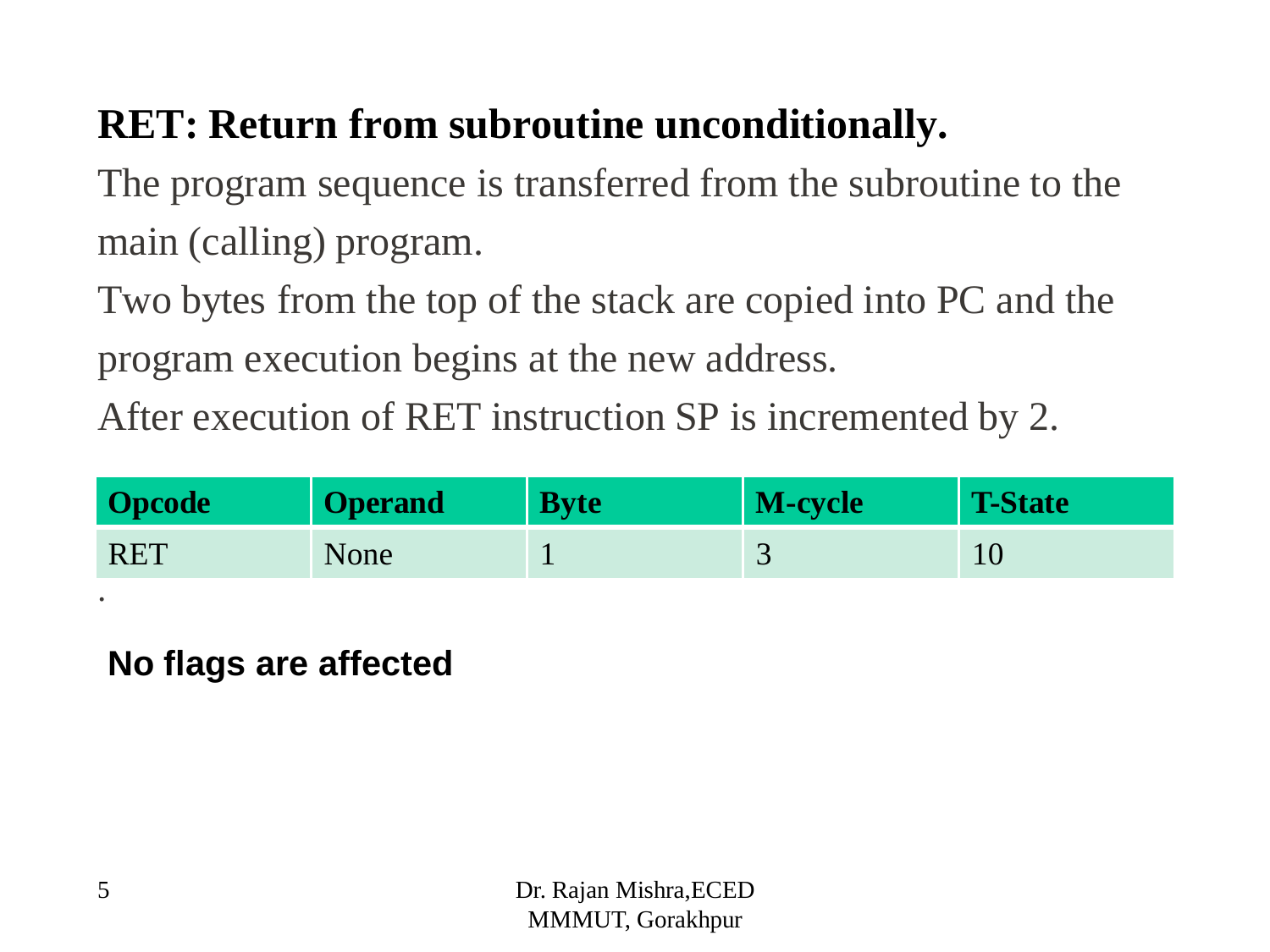**RET: Return from subroutine unconditionally.**

The program sequence is transferred from the subroutine to the main (calling) program.

Two bytes from the top of the stack are copied into PC and the program execution begins at the new address.

After execution of RET instruction SP is incremented by 2.

| Opcode | Operand | Byte | M-cycle | T-State |
|---|---|---|---|---|
| RET | None | 1 | 3 | 10 |

.

**No flags are affected**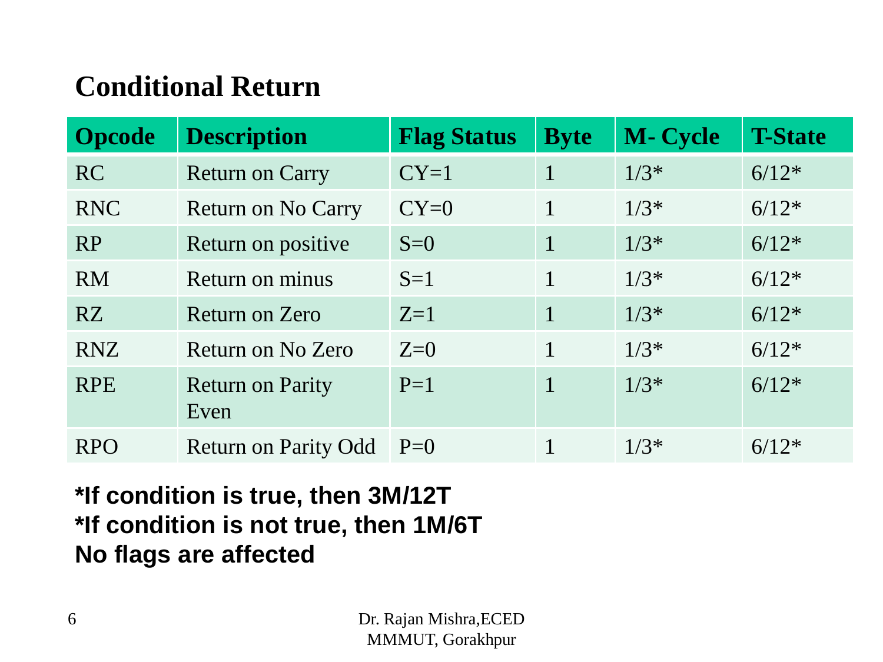## Conditional Return

| Opcode | Description | Flag Status | Byte | M- Cycle | T-State |
|---|---|---|---|---|---|
| RC | Return on Carry | CY=1 | 1 | 1/3* | 6/12* |
| RNC | Return on No Carry | CY=0 | 1 | 1/3* | 6/12* |
| RP | Return on positive | S=0 | 1 | 1/3* | 6/12* |
| RM | Return on minus | S=1 | 1 | 1/3* | 6/12* |
| RZ | Return on Zero | Z=1 | 1 | 1/3* | 6/12* |
| RNZ | Return on No Zero | Z=0 | 1 | 1/3* | 6/12* |
| RPE | Return on Parity Even | P=1 | 1 | 1/3* | 6/12* |
| RPO | Return on Parity Odd | P=0 | 1 | 1/3* | 6/12* |

**\*If condition is true, then 3M/12T**
**\*If condition is not true, then 1M/6T**
**No flags are affected**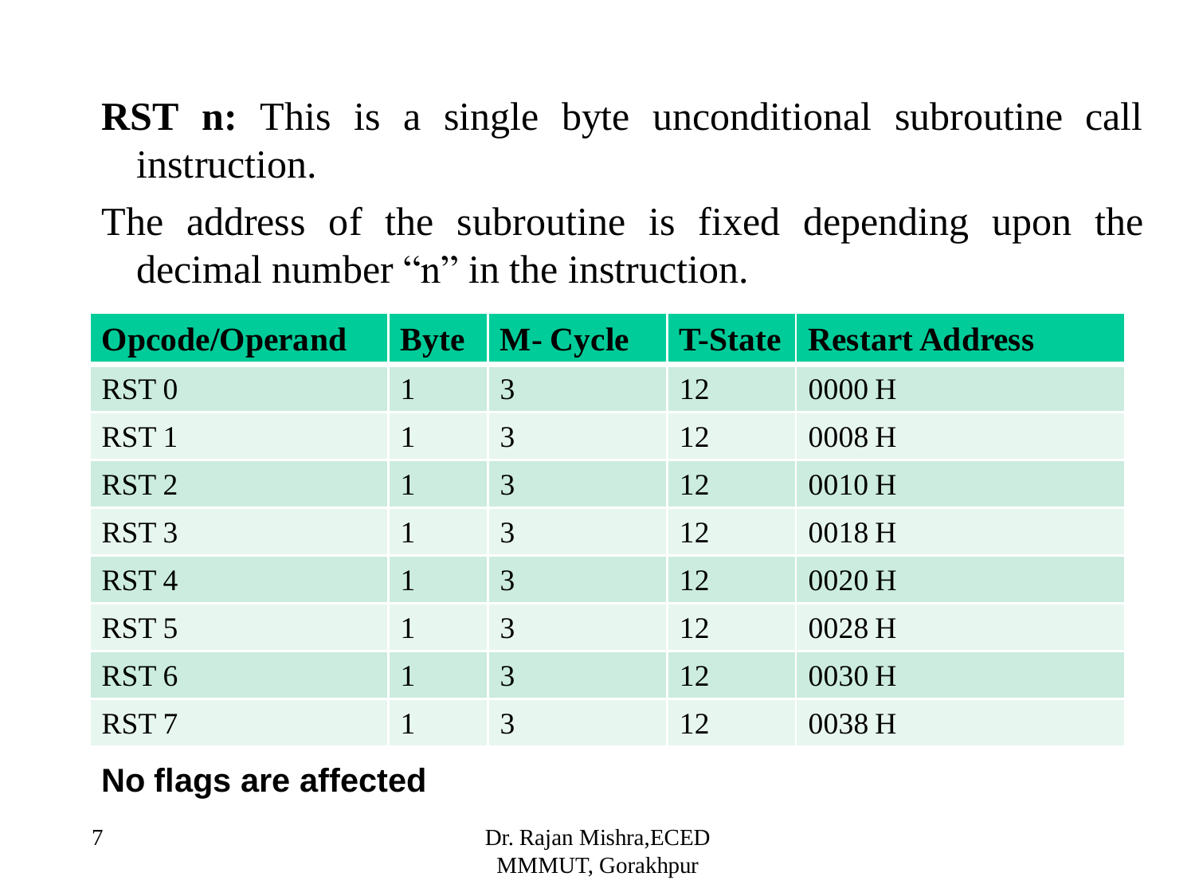**RST n:** This is a single byte unconditional subroutine call instruction.

The address of the subroutine is fixed depending upon the decimal number “n” in the instruction.

| Opcode/Operand | Byte | M- Cycle | T-State | Restart Address |
|---|---|---|---|---|
| RST 0 | 1 | 3 | 12 | 0000 H |
| RST 1 | 1 | 3 | 12 | 0008 H |
| RST 2 | 1 | 3 | 12 | 0010 H |
| RST 3 | 1 | 3 | 12 | 0018 H |
| RST 4 | 1 | 3 | 12 | 0020 H |
| RST 5 | 1 | 3 | 12 | 0028 H |
| RST 6 | 1 | 3 | 12 | 0030 H |
| RST 7 | 1 | 3 | 12 | 0038 H |

**No flags are affected**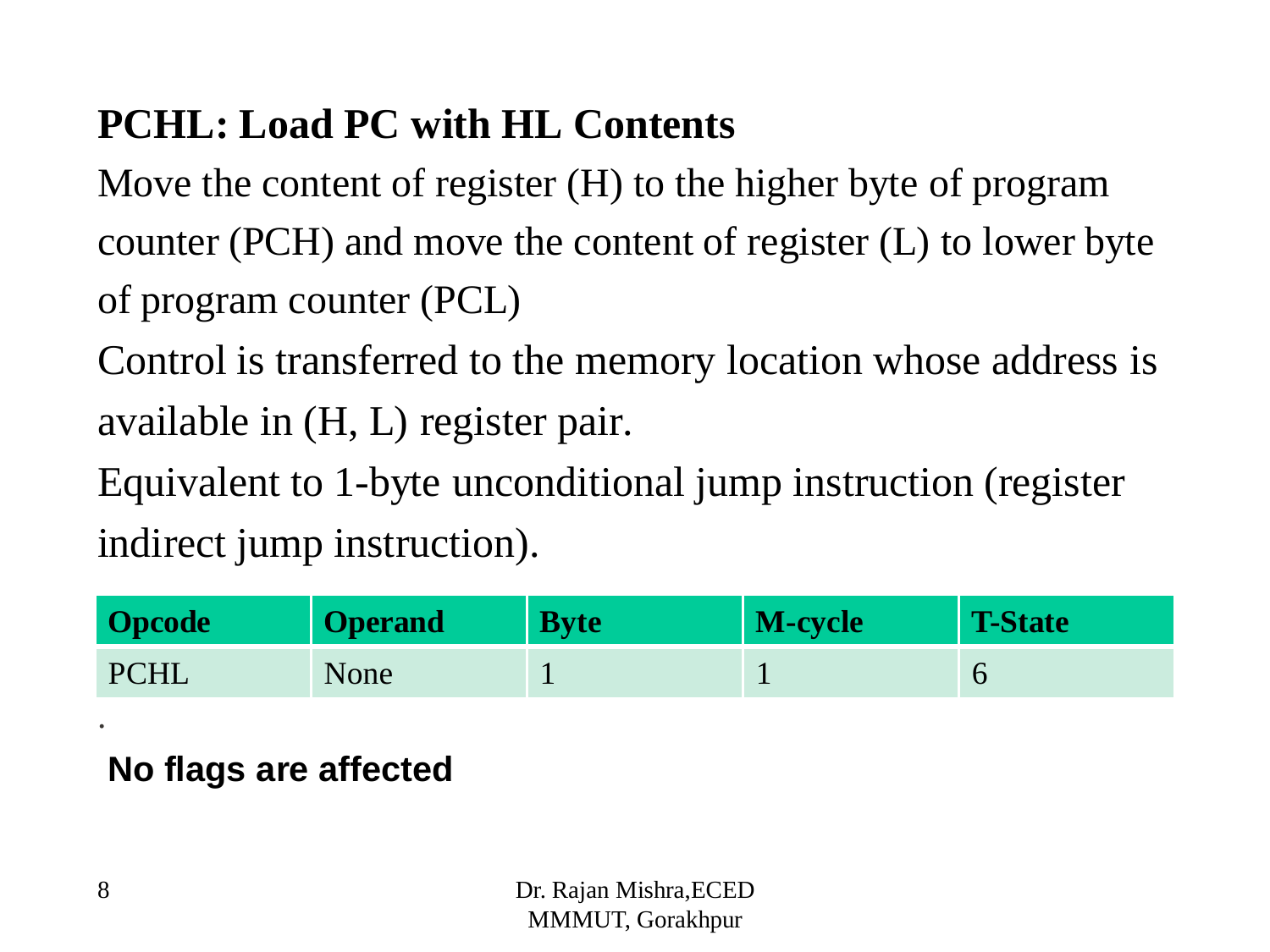## PCHL: Load PC with HL Contents

Move the content of register (H) to the higher byte of program counter (PCH) and move the content of register (L) to lower byte of program counter (PCL)

Control is transferred to the memory location whose address is available in (H, L) register pair.

Equivalent to 1-byte unconditional jump instruction (register indirect jump instruction).

| Opcode | Operand | Byte | M-cycle | T-State |
|---|---|---|---|---|
| PCHL | None | 1 | 1 | 6 |

.

**No flags are affected**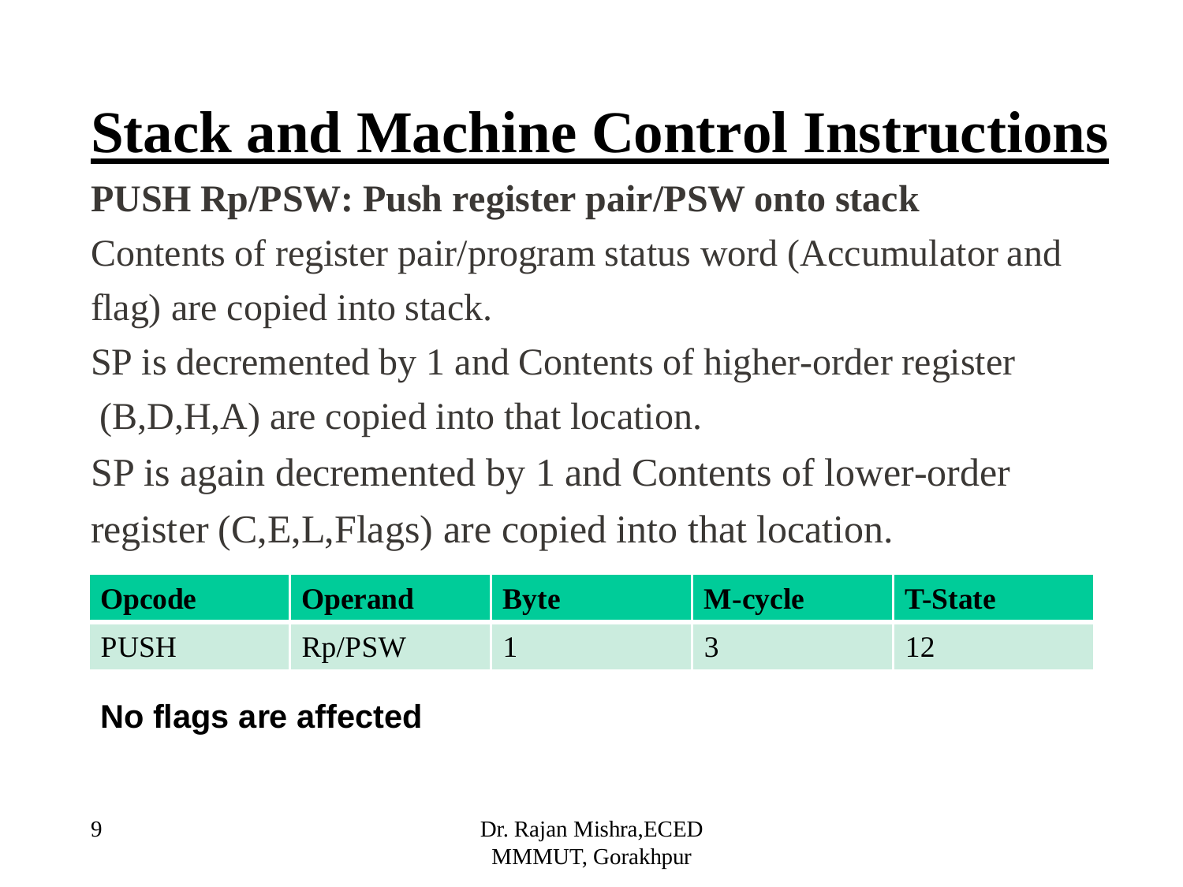# Stack and Machine Control Instructions

**PUSH Rp/PSW: Push register pair/PSW onto stack**

Contents of register pair/program status word (Accumulator and flag) are copied into stack.

SP is decremented by 1 and Contents of higher-order register (B,D,H,A) are copied into that location.

SP is again decremented by 1 and Contents of lower-order register (C,E,L,Flags) are copied into that location.

| Opcode | Operand | Byte | M-cycle | T-State |
|---|---|---|---|---|
| PUSH | Rp/PSW | 1 | 3 | 12 |

**No flags are affected**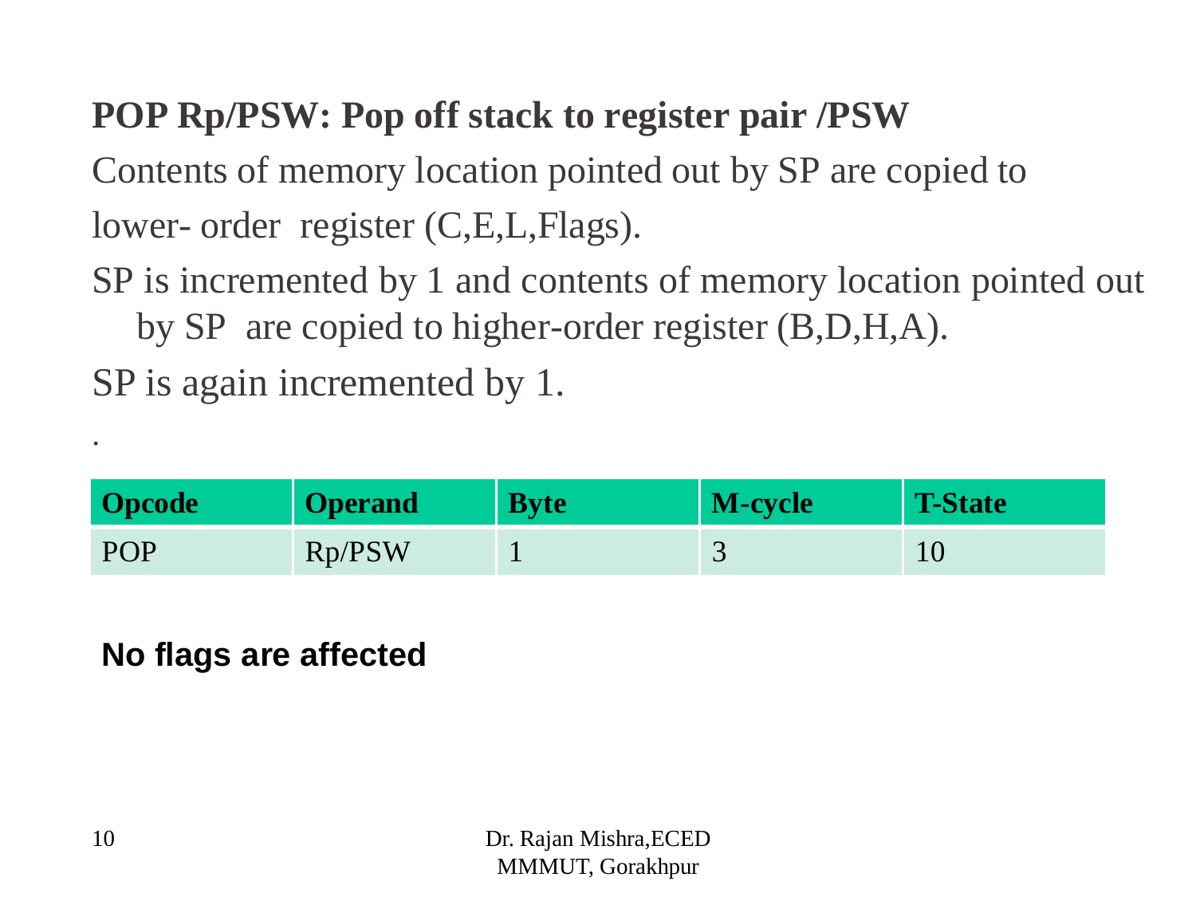**POP Rp/PSW: Pop off stack to register pair /PSW**

Contents of memory location pointed out by SP are copied to lower- order register (C,E,L,Flags).

SP is incremented by 1 and contents of memory location pointed out by SP are copied to higher-order register (B,D,H,A).

SP is again incremented by 1.

.

| Opcode | Operand | Byte | M-cycle | T-State |
|---|---|---|---|---|
| POP | Rp/PSW | 1 | 3 | 10 |

**No flags are affected**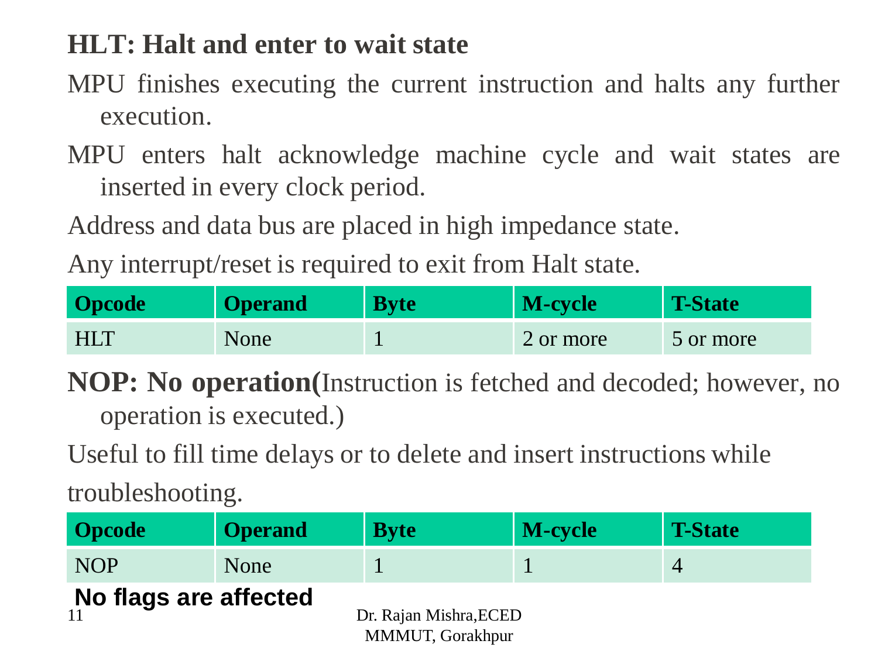**HLT: Halt and enter to wait state**

MPU finishes executing the current instruction and halts any further execution.

MPU enters halt acknowledge machine cycle and wait states are inserted in every clock period.

Address and data bus are placed in high impedance state.

Any interrupt/reset is required to exit from Halt state.

| Opcode | Operand | Byte | M-cycle | T-State |
|---|---|---|---|---|
| HLT | None | 1 | 2 or more | 5 or more |

**NOP: No operation(**Instruction is fetched and decoded; however, no operation is executed.)

Useful to fill time delays or to delete and insert instructions while troubleshooting.

| Opcode | Operand | Byte | M-cycle | T-State |
|---|---|---|---|---|
| NOP | None | 1 | 1 | 4 |

**No flags are affected**